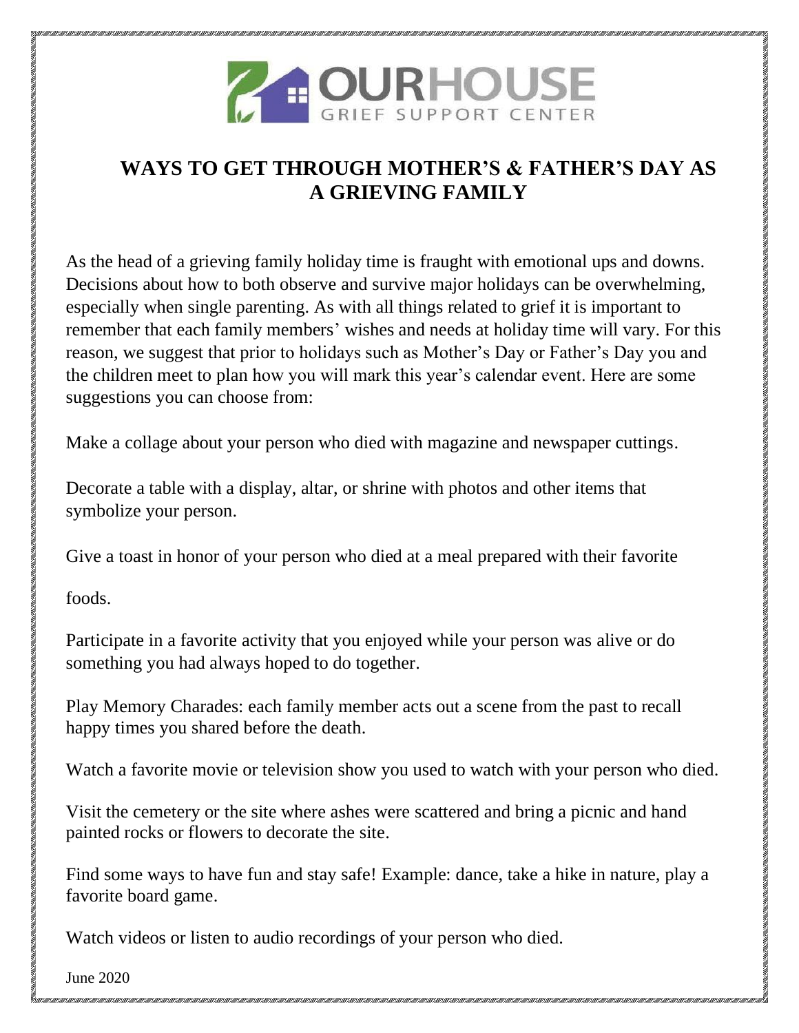# WAYS TO GET THROUGH MOTHER'S & FATHER'S DAY AS A GRIEVING FAMILY

As the head of a grieving family holiday time is fraught with emotional ups and downs. Decisions about how to both observe and survive major holidays can be overwhelming, especially when single parenting. As with all things related to grief it is important to remember that each family members' wishes and needs at holiday time will vary. For this reason, we suggest that prior to holidays such as Mother's Day or Father's Day you and the children meet to plan how you will mark this year's calendar event. Here are some suggestions you can choose from:

Make a collage about your person who died with magazine and newspaper cuttings.

Decorate a table with a display, altar, or shrine with photos and other items that symbolize your person.

Give a toast in honor of your person who died at a meal prepared with their favorite foods.

Participate in a favorite activity that you enjoyed while your person was alive or do something you had always hoped to do together.

Play Memory Charades: each family member acts out a scene from the past to recall happy times you shared before the death.

Watch a favorite movie or television show you used to watch with your person who died.

Visit the cemetery or the site where ashes were scattered and bring a picnic and hand painted rocks or flowers to decorate the site.

Find some ways to have fun and stay safe! Example: dance, take a hike in nature, play a favorite board game.

Watch videos or listen to audio recordings of your person who died.

June 2020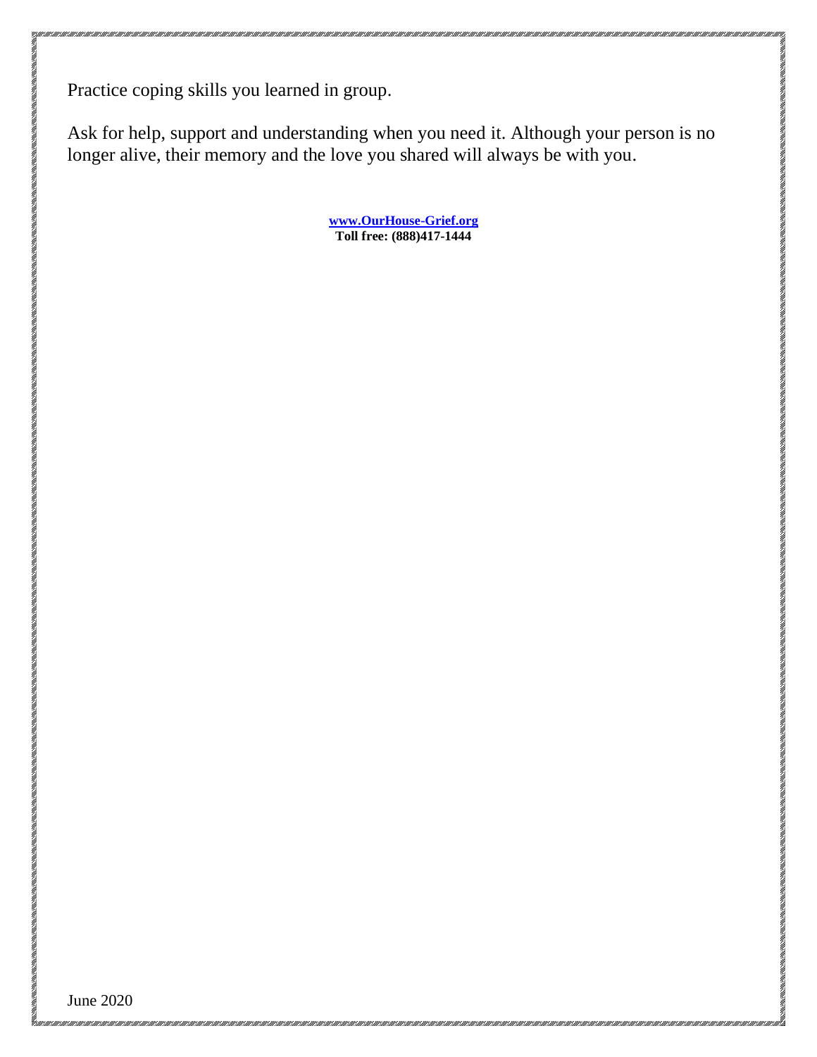Practice coping skills you learned in group.

Ask for help, support and understanding when you need it. Although your person is no longer alive, their memory and the love you shared will always be with you.

**[www.OurHouse-Grief.org](http://www.OurHouse-Grief.org)**
**Toll free: (888)417-1444**

June 2020